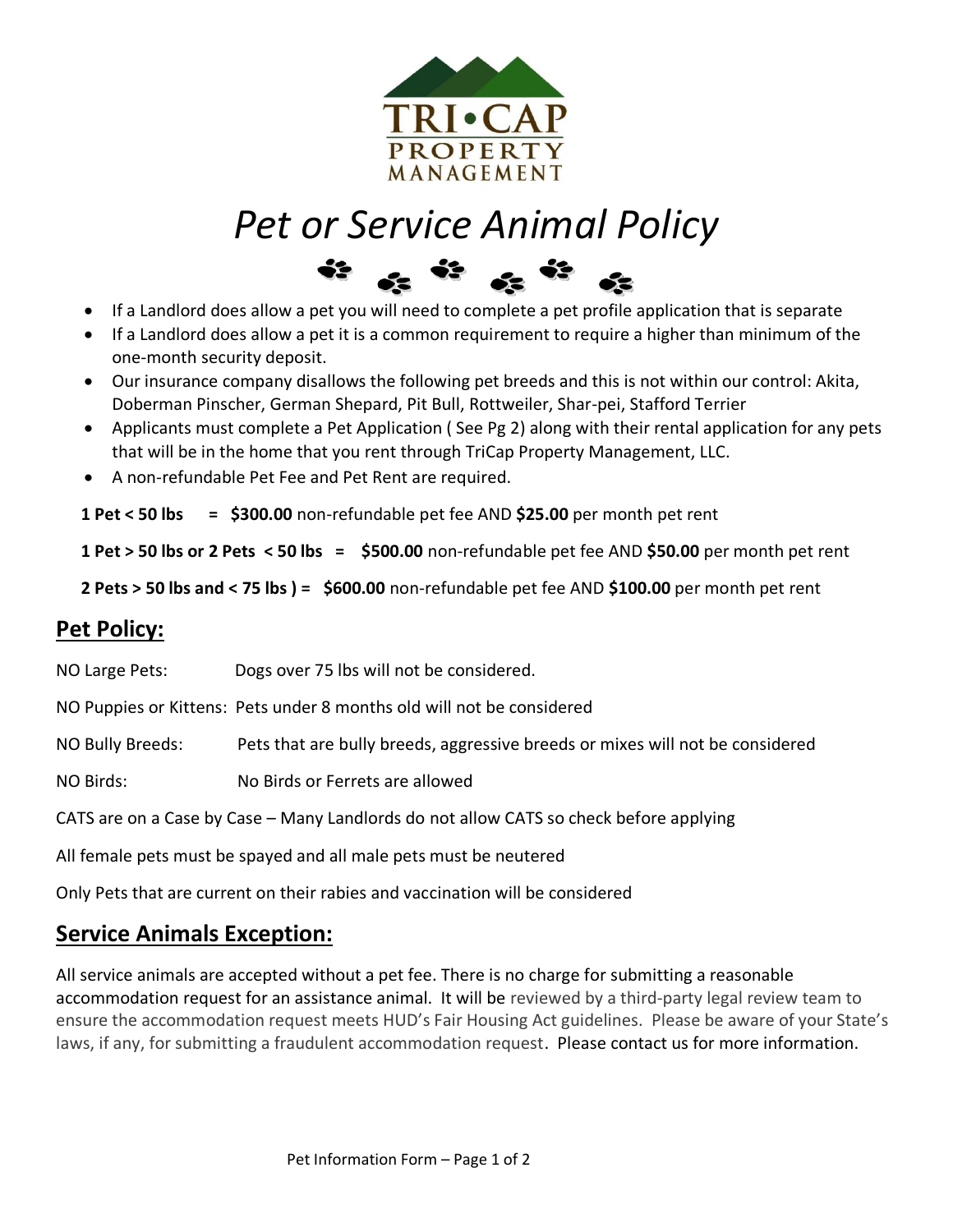TRI•CAP PROPERTY MANAGEMENT

# *Pet or Service Animal Policy*

- If a Landlord does allow a pet you will need to complete a pet profile application that is separate
- If a Landlord does allow a pet it is a common requirement to require a higher than minimum of the one-month security deposit.
- Our insurance company disallows the following pet breeds and this is not within our control: Akita, Doberman Pinscher, German Shepard, Pit Bull, Rottweiler, Shar-pei, Stafford Terrier
- Applicants must complete a Pet Application ( See Pg 2) along with their rental application for any pets that will be in the home that you rent through TriCap Property Management, LLC.
- A non-refundable Pet Fee and Pet Rent are required.

**1 Pet < 50 lbs = $300.00** non-refundable pet fee AND **$25.00** per month pet rent

**1 Pet > 50 lbs or 2 Pets < 50 lbs = $500.00** non-refundable pet fee AND **$50.00** per month pet rent

**2 Pets > 50 lbs and < 75 lbs ) = $600.00** non-refundable pet fee AND **$100.00** per month pet rent

## Pet Policy:

NO Large Pets: Dogs over 75 lbs will not be considered.

NO Puppies or Kittens: Pets under 8 months old will not be considered

NO Bully Breeds: Pets that are bully breeds, aggressive breeds or mixes will not be considered

NO Birds: No Birds or Ferrets are allowed

CATS are on a Case by Case – Many Landlords do not allow CATS so check before applying

All female pets must be spayed and all male pets must be neutered

Only Pets that are current on their rabies and vaccination will be considered

## Service Animals Exception:

All service animals are accepted without a pet fee. There is no charge for submitting a reasonable accommodation request for an assistance animal. It will be reviewed by a third-party legal review team to ensure the accommodation request meets HUD's Fair Housing Act guidelines. Please be aware of your State's laws, if any, for submitting a fraudulent accommodation request. Please contact us for more information.

Pet Information Form – Page 1 of 2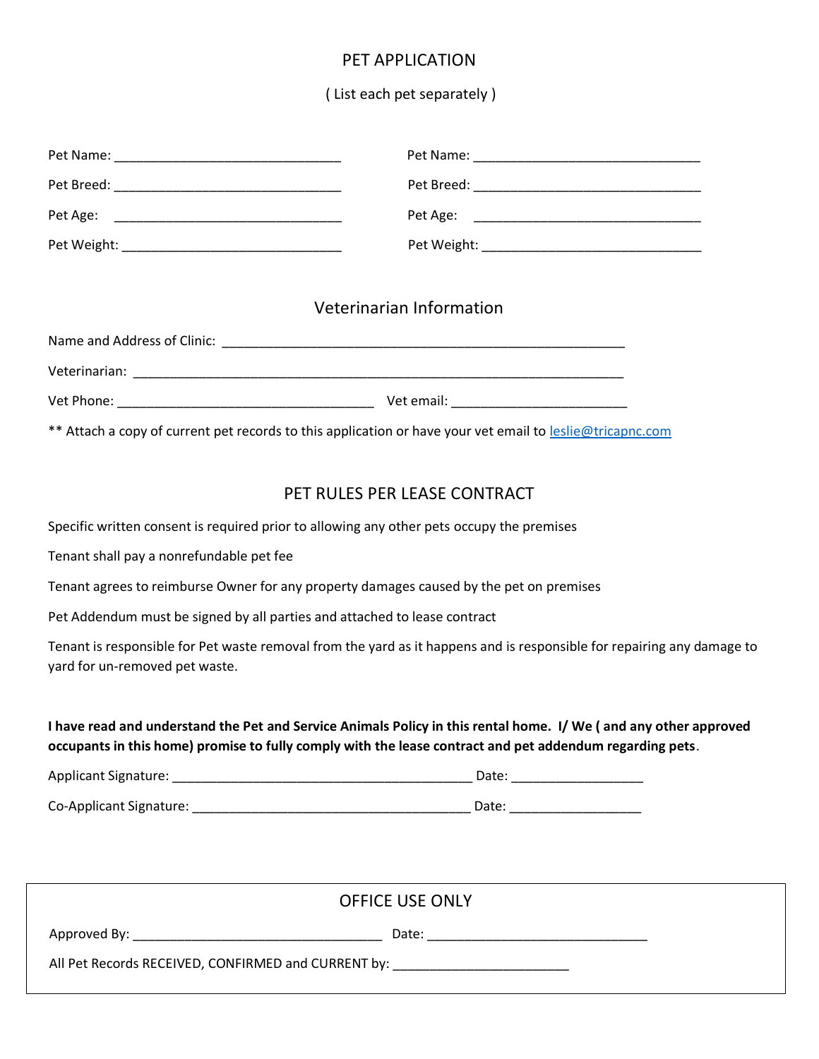# PET APPLICATION

( List each pet separately )

Pet Name: ______________________________

Pet Breed: ______________________________

Pet Age: ______________________________

Pet Weight: ____________________________

Pet Name: ______________________________

Pet Breed: ______________________________

Pet Age: ______________________________

Pet Weight: ____________________________

## Veterinarian Information

Name and Address of Clinic: ______________________________________________________

Veterinarian: __________________________________________________________________

Vet Phone: __________________________________ Vet email: _______________________

** Attach a copy of current pet records to this application or have your vet email to leslie@tricapnc.com

## PET RULES PER LEASE CONTRACT

Specific written consent is required prior to allowing any other pets occupy the premises

Tenant shall pay a nonrefundable pet fee

Tenant agrees to reimburse Owner for any property damages caused by the pet on premises

Pet Addendum must be signed by all parties and attached to lease contract

Tenant is responsible for Pet waste removal from the yard as it happens and is responsible for repairing any damage to yard for un-removed pet waste.

**I have read and understand the Pet and Service Animals Policy in this rental home. I/ We ( and any other approved occupants in this home) promise to fully comply with the lease contract and pet addendum regarding pets**.

Applicant Signature: ________________________________________ Date: _________________

Co-Applicant Signature: _____________________________________ Date: _________________

## OFFICE USE ONLY

Approved By: _________________________________ Date: _____________________________

All Pet Records RECEIVED, CONFIRMED and CURRENT by: _______________________